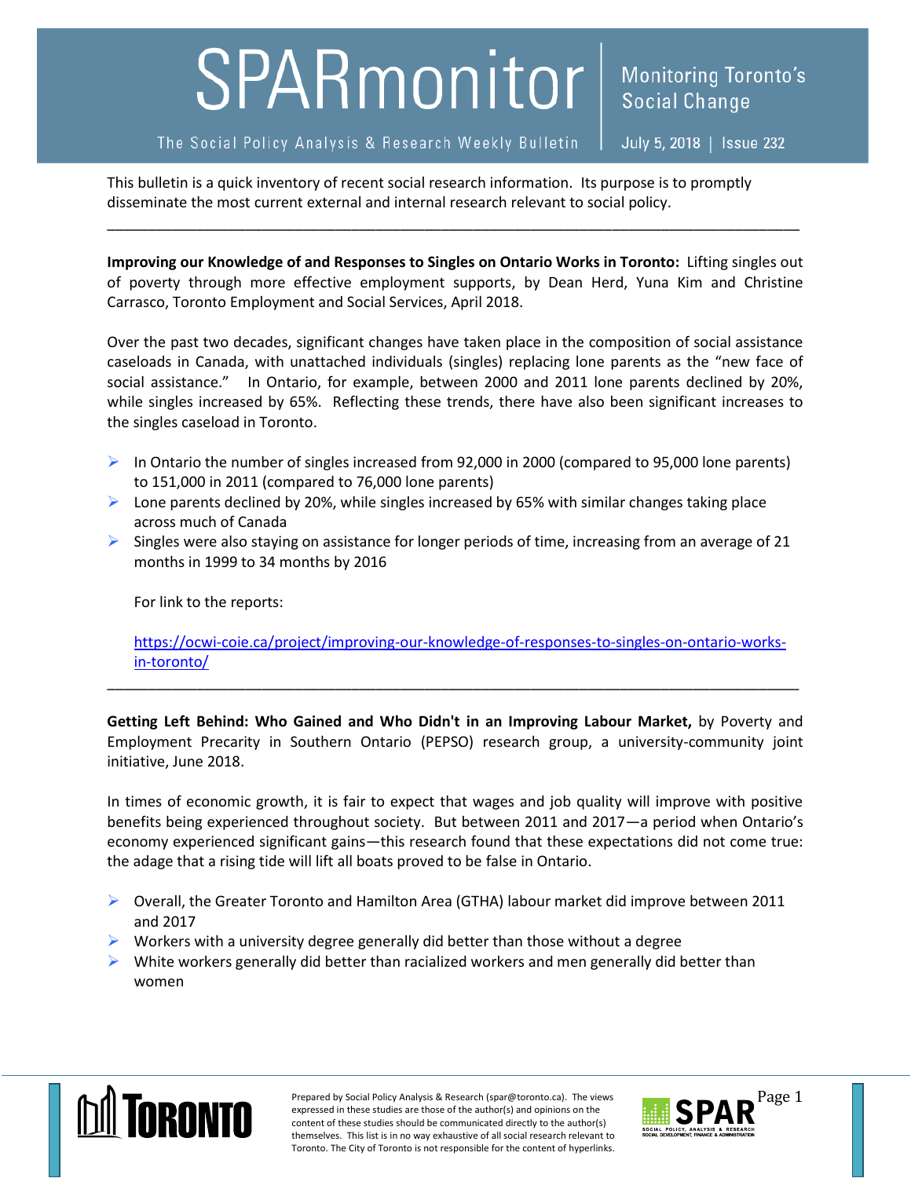# SPARmonitor

**Monitoring Toronto's Social Change**

The Social Policy Analysis & Research Weekly Bulletin | July 5, 2018 | Issue 232

This bulletin is a quick inventory of recent social research information. Its purpose is to promptly disseminate the most current external and internal research relevant to social policy.

---

**Improving our Knowledge of and Responses to Singles on Ontario Works in Toronto:** Lifting singles out of poverty through more effective employment supports, by Dean Herd, Yuna Kim and Christine Carrasco, Toronto Employment and Social Services, April 2018.

Over the past two decades, significant changes have taken place in the composition of social assistance caseloads in Canada, with unattached individuals (singles) replacing lone parents as the "new face of social assistance." In Ontario, for example, between 2000 and 2011 lone parents declined by 20%, while singles increased by 65%. Reflecting these trends, there have also been significant increases to the singles caseload in Toronto.

- In Ontario the number of singles increased from 92,000 in 2000 (compared to 95,000 lone parents) to 151,000 in 2011 (compared to 76,000 lone parents)
- Lone parents declined by 20%, while singles increased by 65% with similar changes taking place across much of Canada
- Singles were also staying on assistance for longer periods of time, increasing from an average of 21 months in 1999 to 34 months by 2016

For link to the reports:

https://ocwi-coie.ca/project/improving-our-knowledge-of-responses-to-singles-on-ontario-works-in-toronto/

---

**Getting Left Behind: Who Gained and Who Didn't in an Improving Labour Market,** by Poverty and Employment Precarity in Southern Ontario (PEPSO) research group, a university-community joint initiative, June 2018.

In times of economic growth, it is fair to expect that wages and job quality will improve with positive benefits being experienced throughout society. But between 2011 and 2017—a period when Ontario's economy experienced significant gains—this research found that these expectations did not come true: the adage that a rising tide will lift all boats proved to be false in Ontario.

- Overall, the Greater Toronto and Hamilton Area (GTHA) labour market did improve between 2011 and 2017
- Workers with a university degree generally did better than those without a degree
- White workers generally did better than racialized workers and men generally did better than women

Prepared by Social Policy Analysis & Research (spar@toronto.ca). The views expressed in these studies are those of the author(s) and opinions on the content of these studies should be communicated directly to the author(s) themselves. This list is in no way exhaustive of all social research relevant to Toronto. The City of Toronto is not responsible for the content of hyperlinks.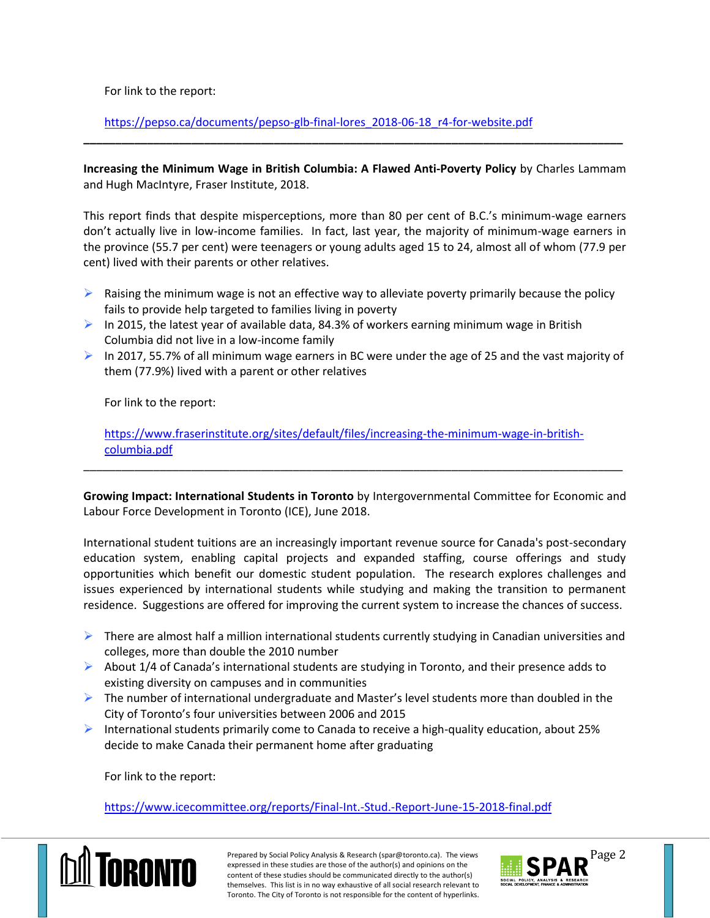For link to the report:

https://pepso.ca/documents/pepso-glb-final-lores_2018-06-18_r4-for-website.pdf

---

**Increasing the Minimum Wage in British Columbia: A Flawed Anti-Poverty Policy** by Charles Lammam and Hugh MacIntyre, Fraser Institute, 2018.

This report finds that despite misperceptions, more than 80 per cent of B.C.'s minimum-wage earners don't actually live in low-income families. In fact, last year, the majority of minimum-wage earners in the province (55.7 per cent) were teenagers or young adults aged 15 to 24, almost all of whom (77.9 per cent) lived with their parents or other relatives.

- Raising the minimum wage is not an effective way to alleviate poverty primarily because the policy fails to provide help targeted to families living in poverty
- In 2015, the latest year of available data, 84.3% of workers earning minimum wage in British Columbia did not live in a low-income family
- In 2017, 55.7% of all minimum wage earners in BC were under the age of 25 and the vast majority of them (77.9%) lived with a parent or other relatives

For link to the report:

https://www.fraserinstitute.org/sites/default/files/increasing-the-minimum-wage-in-british-columbia.pdf

---

**Growing Impact: International Students in Toronto** by Intergovernmental Committee for Economic and Labour Force Development in Toronto (ICE), June 2018.

International student tuitions are an increasingly important revenue source for Canada's post-secondary education system, enabling capital projects and expanded staffing, course offerings and study opportunities which benefit our domestic student population. The research explores challenges and issues experienced by international students while studying and making the transition to permanent residence. Suggestions are offered for improving the current system to increase the chances of success.

- There are almost half a million international students currently studying in Canadian universities and colleges, more than double the 2010 number
- About 1/4 of Canada's international students are studying in Toronto, and their presence adds to existing diversity on campuses and in communities
- The number of international undergraduate and Master's level students more than doubled in the City of Toronto's four universities between 2006 and 2015
- International students primarily come to Canada to receive a high-quality education, about 25% decide to make Canada their permanent home after graduating

For link to the report:

https://www.icecommittee.org/reports/Final-Int.-Stud.-Report-June-15-2018-final.pdf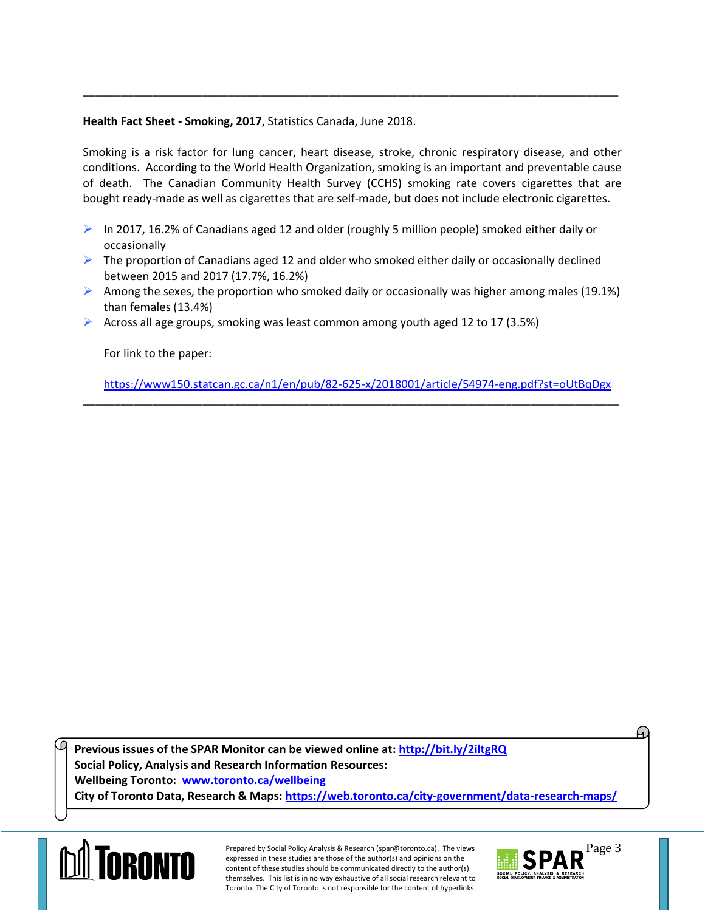---

**Health Fact Sheet - Smoking, 2017**, Statistics Canada, June 2018.

Smoking is a risk factor for lung cancer, heart disease, stroke, chronic respiratory disease, and other conditions. According to the World Health Organization, smoking is an important and preventable cause of death. The Canadian Community Health Survey (CCHS) smoking rate covers cigarettes that are bought ready-made as well as cigarettes that are self-made, but does not include electronic cigarettes.

- In 2017, 16.2% of Canadians aged 12 and older (roughly 5 million people) smoked either daily or occasionally
- The proportion of Canadians aged 12 and older who smoked either daily or occasionally declined between 2015 and 2017 (17.7%, 16.2%)
- Among the sexes, the proportion who smoked daily or occasionally was higher among males (19.1%) than females (13.4%)
- Across all age groups, smoking was least common among youth aged 12 to 17 (3.5%)

  For link to the paper:

  https://www150.statcan.gc.ca/n1/en/pub/82-625-x/2018001/article/54974-eng.pdf?st=oUtBqDgx

---

**Previous issues of the SPAR Monitor can be viewed online at: http://bit.ly/2iltgRQ**
**Social Policy, Analysis and Research Information Resources:**
**Wellbeing Toronto: www.toronto.ca/wellbeing**
**City of Toronto Data, Research & Maps: https://web.toronto.ca/city-government/data-research-maps/**

TORONTO

Prepared by Social Policy Analysis & Research (spar@toronto.ca). The views expressed in these studies are those of the author(s) and opinions on the content of these studies should be communicated directly to the author(s) themselves. This list is in no way exhaustive of all social research relevant to Toronto. The City of Toronto is not responsible for the content of hyperlinks.

SPAR
SOCIAL POLICY, ANALYSIS & RESEARCH
SOCIAL DEVELOPMENT, FINANCE & ADMINISTRATION